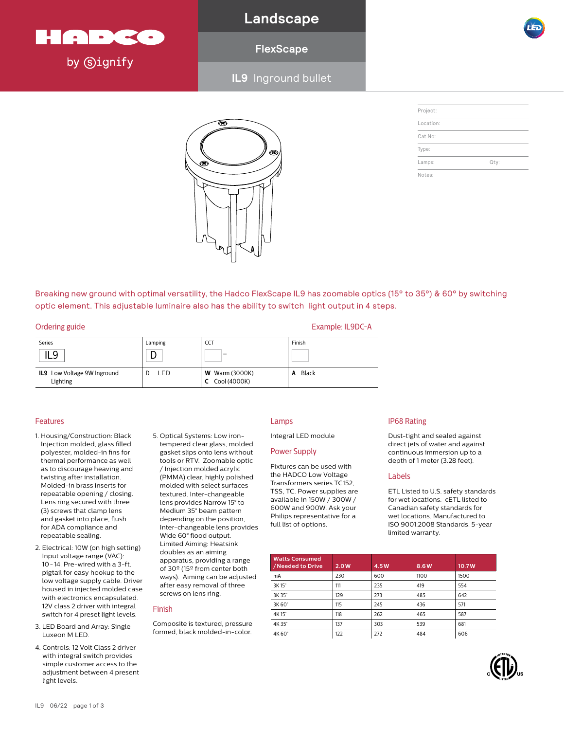HADCO by Signify

# Landscape

## FlexScape

### IL9 Inground bullet

| Project: | |
|---|---|
| Location: | |
| Cat.No: | |
| Type: | |
| Lamps: | Qty: |
| Notes: | |

Breaking new ground with optimal versatility, the Hadco FlexScape IL9 has zoomable optics (15° to 35°) & 60° by switching optic element. This adjustable luminaire also has the ability to switch light output in 4 steps.

## Ordering guide

Example: IL9DC-A

| Series | Lamping | CCT | Finish |
|---|---|---|---|
| IL9 | D | – | |
| **IL9** Low Voltage 9W Inground Lighting | D LED | **W** Warm (3000K)<br>**C** Cool (4000K) | **A** Black |

## Features

1. Housing/Construction: Black Injection molded, glass filled polyester, molded-in fins for thermal performance as well as to discourage heaving and twisting after installation. Molded-in brass inserts for repeatable opening / closing. Lens ring secured with three (3) screws that clamp lens and gasket into place, flush for ADA compliance and repeatable sealing.
2. Electrical: 10W (on high setting) Input voltage range (VAC): 10 - 14. Pre-wired with a 3-ft. pigtail for easy hookup to the low voltage supply cable. Driver housed in injected molded case with electronics encapsulated. 12V class 2 driver with integral switch for 4 preset light levels.
3. LED Board and Array: Single Luxeon M LED.
4. Controls: 12 Volt Class 2 driver with integral switch provides simple customer access to the adjustment between 4 present light levels.
5. Optical Systems: Low iron-tempered clear glass, molded gasket slips onto lens without tools or RTV. Zoomable optic / Injection molded acrylic (PMMA) clear, highly polished molded with select surfaces textured. Inter-changeable lens provides Narrow 15° to Medium 35° beam pattern depending on the position. Inter-changeable lens provides Wide 60° flood output. Limited Aiming: Heatsink doubles as an aiming apparatus, providing a range of 30º (15º from center both ways). Aiming can be adjusted after easy removal of three screws on lens ring.

## Finish

Composite is textured, pressure formed, black molded-in-color.

## Lamps

Integral LED module

## Power Supply

Fixtures can be used with the HADCO Low Voltage Transformers series TC152, TSS, TC. Power supplies are available in 150W / 300W / 600W and 900W. Ask your Philips representative for a full list of options.

## IP68 Rating

Dust-tight and sealed against direct jets of water and against continuous immersion up to a depth of 1 meter (3.28 feet).

## Labels

ETL Listed to U.S. safety standards for wet locations. cETL listed to Canadian safety standards for wet locations. Manufactured to ISO 9001:2008 Standards. 5-year limited warranty.

| Watts Consumed / Needed to Drive | 2.0W | 4.5W | 8.6W | 10.7W |
|---|---|---|---|---|
| mA | 230 | 600 | 1100 | 1500 |
| 3K 15° | 111 | 235 | 419 | 554 |
| 3K 35° | 129 | 273 | 485 | 642 |
| 3K 60° | 115 | 245 | 436 | 571 |
| 4K 15° | 118 | 262 | 465 | 587 |
| 4K 35° | 137 | 303 | 539 | 681 |
| 4K 60° | 122 | 272 | 484 | 606 |

IL9 06/22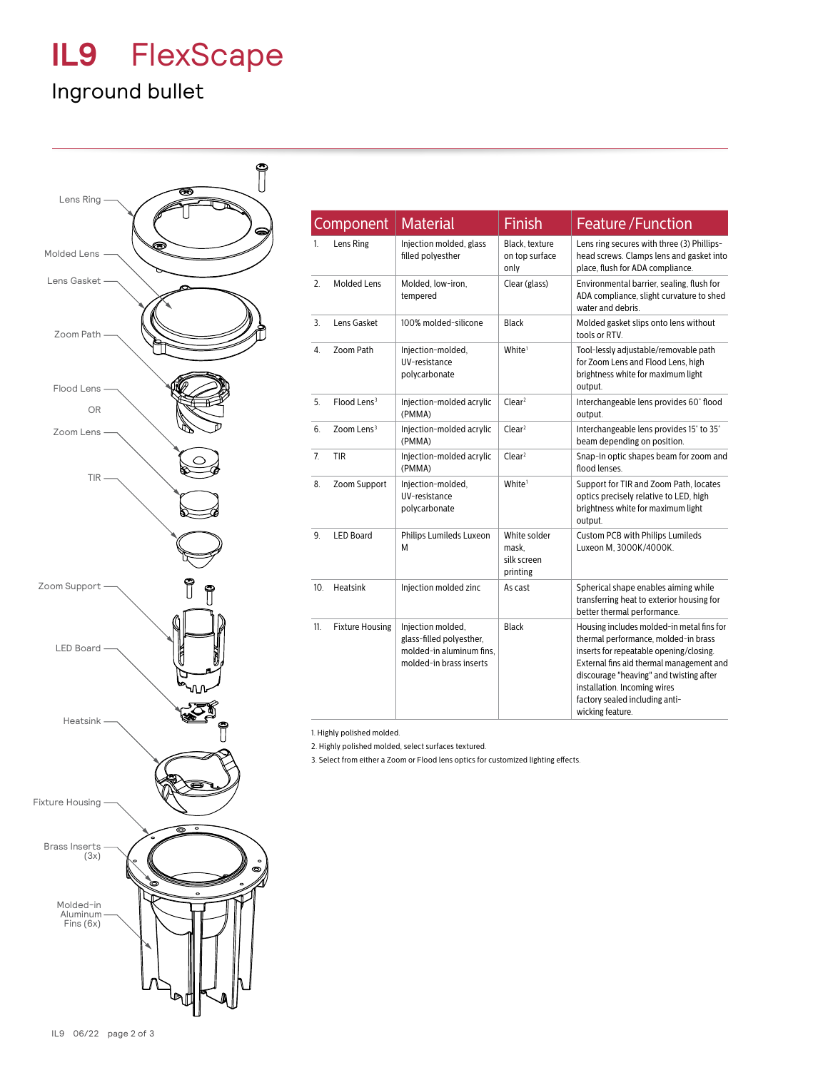# IL9 FlexScape

## Inground bullet

Lens Ring

Molded Lens

Lens Gasket

Zoom Path

Flood Lens

OR

Zoom Lens

TIR

Zoom Support

LED Board

Heatsink

Fixture Housing

Brass Inserts (3x)

Molded-in Aluminum Fins (6x)

| Component | Material | Finish | Feature / Function |
|---|---|---|---|
| 1. Lens Ring | Injection molded, glass filled polyesther | Black, texture on top surface only | Lens ring secures with three (3) Phillips-head screws. Clamps lens and gasket into place, flush for ADA compliance. |
| 2. Molded Lens | Molded, low-iron, tempered | Clear (glass) | Environmental barrier, sealing, flush for ADA compliance, slight curvature to shed water and debris. |
| 3. Lens Gasket | 100% molded-silicone | Black | Molded gasket slips onto lens without tools or RTV. |
| 4. Zoom Path | Injection-molded, UV-resistance polycarbonate | White[1] | Tool-lessly adjustable/removable path for Zoom Lens and Flood Lens, high brightness white for maximum light output. |
| 5. Flood Lens[3] | Injection-molded acrylic (PMMA) | Clear[2] | Interchangeable lens provides 60° flood output. |
| 6. Zoom Lens[3] | Injection-molded acrylic (PMMA) | Clear[2] | Interchangeable lens provides 15° to 35° beam depending on position. |
| 7. TIR | Injection-molded acrylic (PMMA) | Clear[2] | Snap-in optic shapes beam for zoom and flood lenses. |
| 8. Zoom Support | Injection-molded, UV-resistance polycarbonate | White[1] | Support for TIR and Zoom Path, locates optics precisely relative to LED, high brightness white for maximum light output. |
| 9. LED Board | Philips Lumileds Luxeon M | White solder mask, silk screen printing | Custom PCB with Philips Lumileds Luxeon M, 3000K/4000K. |
| 10. Heatsink | Injection molded zinc | As cast | Spherical shape enables aiming while transferring heat to exterior housing for better thermal performance. |
| 11. Fixture Housing | Injection molded, glass-filled polyesther, molded-in aluminum fins, molded-in brass inserts | Black | Housing includes molded-in metal fins for thermal performance, molded-in brass inserts for repeatable opening/closing. External fins aid thermal management and discourage "heaving" and twisting after installation. Incoming wires factory sealed including anti-wicking feature. |

1. Highly polished molded.
2. Highly polished molded, select surfaces textured.
3. Select from either a Zoom or Flood lens optics for customized lighting effects.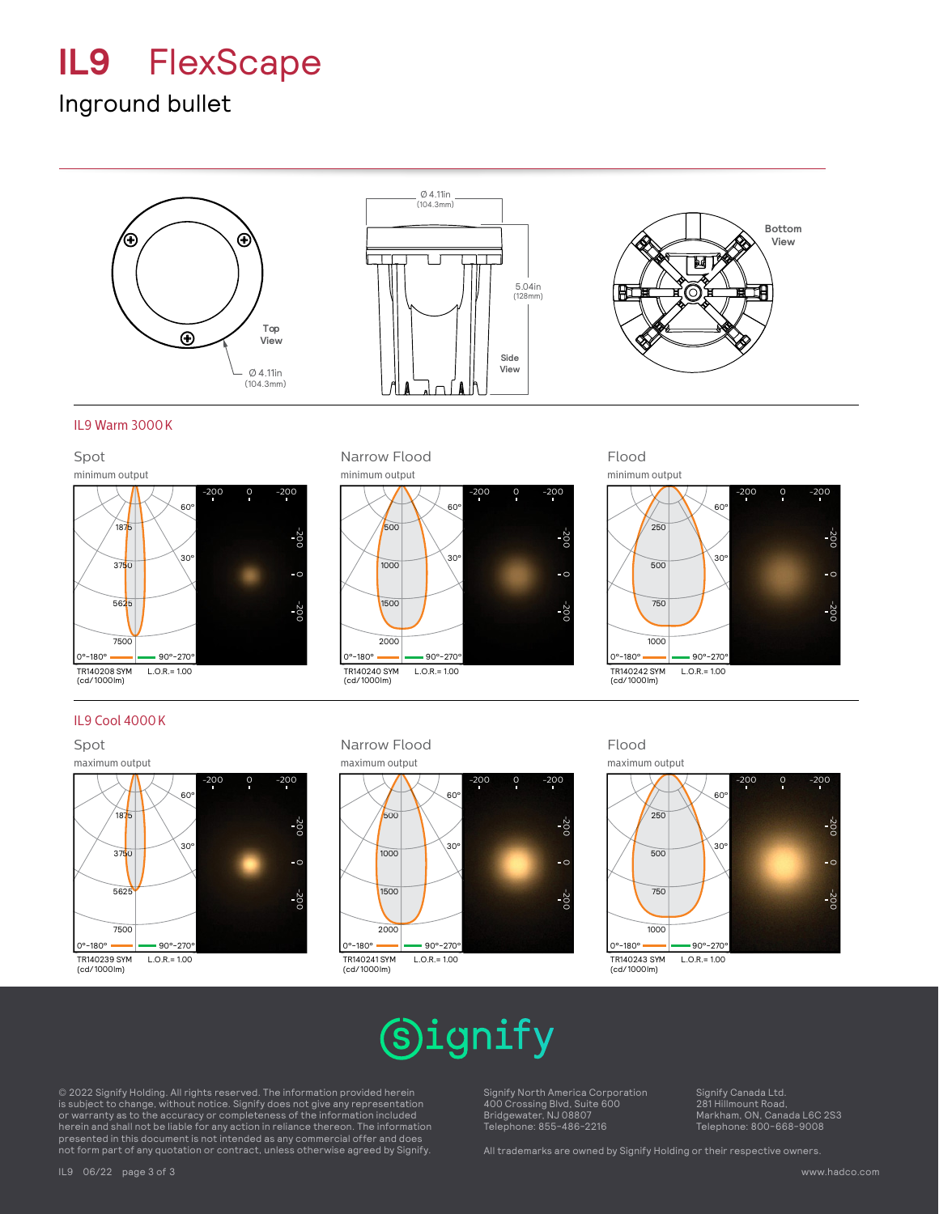# IL9 FlexScape

## Inground bullet

Ø 4.11in (104.3mm)

5.04in (128mm)

Top View

Ø 4.11in (104.3mm)

Side View

Bottom View

## IL9 Warm 3000 K

### Spot

minimum output

1875
3750
5625
7500
60°
30°
-200 0 -200
0°–180° 90°–270°

TR140208 SYM (cd/1000lm) L.O.R.= 1.00

### Narrow Flood

minimum output

500
1000
1500
2000
60°
30°
-200 0 -200
0°–180° 90°–270°

TR140240 SYM (cd/1000lm) L.O.R.= 1.00

### Flood

minimum output

250
500
750
1000
60°
30°
-200 0 -200
0°–180° 90°–270°

TR140242 SYM (cd/1000lm) L.O.R.= 1.00

## IL9 Cool 4000 K

### Spot

maximum output

1875
3750
5625
7500
60°
30°
-200 0 -200
0°–180° 90°–270°

TR140239 SYM (cd/1000lm) L.O.R.= 1.00

### Narrow Flood

maximum output

500
1000
1500
2000
60°
30°
-200 0 -200
0°–180° 90°–270°

TR140241 SYM (cd/1000lm) L.O.R.= 1.00

### Flood

maximum output

250
500
750
1000
60°
30°
-200 0 -200
0°–180° 90°–270°

TR140243 SYM (cd/1000lm) L.O.R.= 1.00

signify

© 2022 Signify Holding. All rights reserved. The information provided herein is subject to change, without notice. Signify does not give any representation or warranty as to the accuracy or completeness of the information included herein and shall not be liable for any action in reliance thereon. The information presented in this document is not intended as any commercial offer and does not form part of any quotation or contract, unless otherwise agreed by Signify.

Signify North America Corporation
400 Crossing Blvd, Suite 600
Bridgewater, NJ 08807
Telephone: 855-486-2216

Signify Canada Ltd.
281 Hillmount Road,
Markham, ON, Canada L6C 2S3
Telephone: 800-668-9008

All trademarks are owned by Signify Holding or their respective owners.

IL9 06/22

www.hadco.com